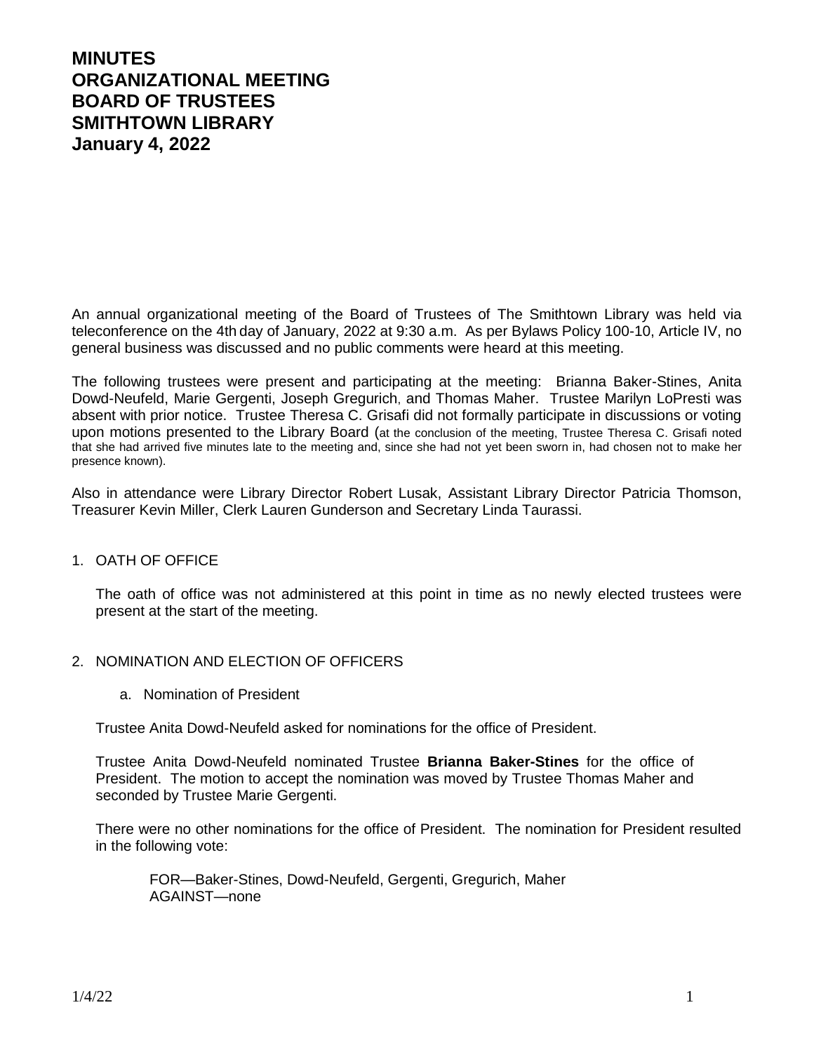# MINUTES
# ORGANIZATIONAL MEETING
# BOARD OF TRUSTEES
# SMITHTOWN LIBRARY
# January 4, 2022

An annual organizational meeting of the Board of Trustees of The Smithtown Library was held via teleconference on the 4th day of January, 2022 at 9:30 a.m. As per Bylaws Policy 100-10, Article IV, no general business was discussed and no public comments were heard at this meeting.

The following trustees were present and participating at the meeting: Brianna Baker-Stines, Anita Dowd-Neufeld, Marie Gergenti, Joseph Gregurich, and Thomas Maher. Trustee Marilyn LoPresti was absent with prior notice. Trustee Theresa C. Grisafi did not formally participate in discussions or voting upon motions presented to the Library Board (at the conclusion of the meeting, Trustee Theresa C. Grisafi noted that she had arrived five minutes late to the meeting and, since she had not yet been sworn in, had chosen not to make her presence known).

Also in attendance were Library Director Robert Lusak, Assistant Library Director Patricia Thomson, Treasurer Kevin Miller, Clerk Lauren Gunderson and Secretary Linda Taurassi.

1. OATH OF OFFICE

   The oath of office was not administered at this point in time as no newly elected trustees were present at the start of the meeting.

2. NOMINATION AND ELECTION OF OFFICERS

   a. Nomination of President

   Trustee Anita Dowd-Neufeld asked for nominations for the office of President.

   Trustee Anita Dowd-Neufeld nominated Trustee **Brianna Baker-Stines** for the office of President. The motion to accept the nomination was moved by Trustee Thomas Maher and seconded by Trustee Marie Gergenti.

   There were no other nominations for the office of President. The nomination for President resulted in the following vote:

   FOR—Baker-Stines, Dowd-Neufeld, Gergenti, Gregurich, Maher
   AGAINST—none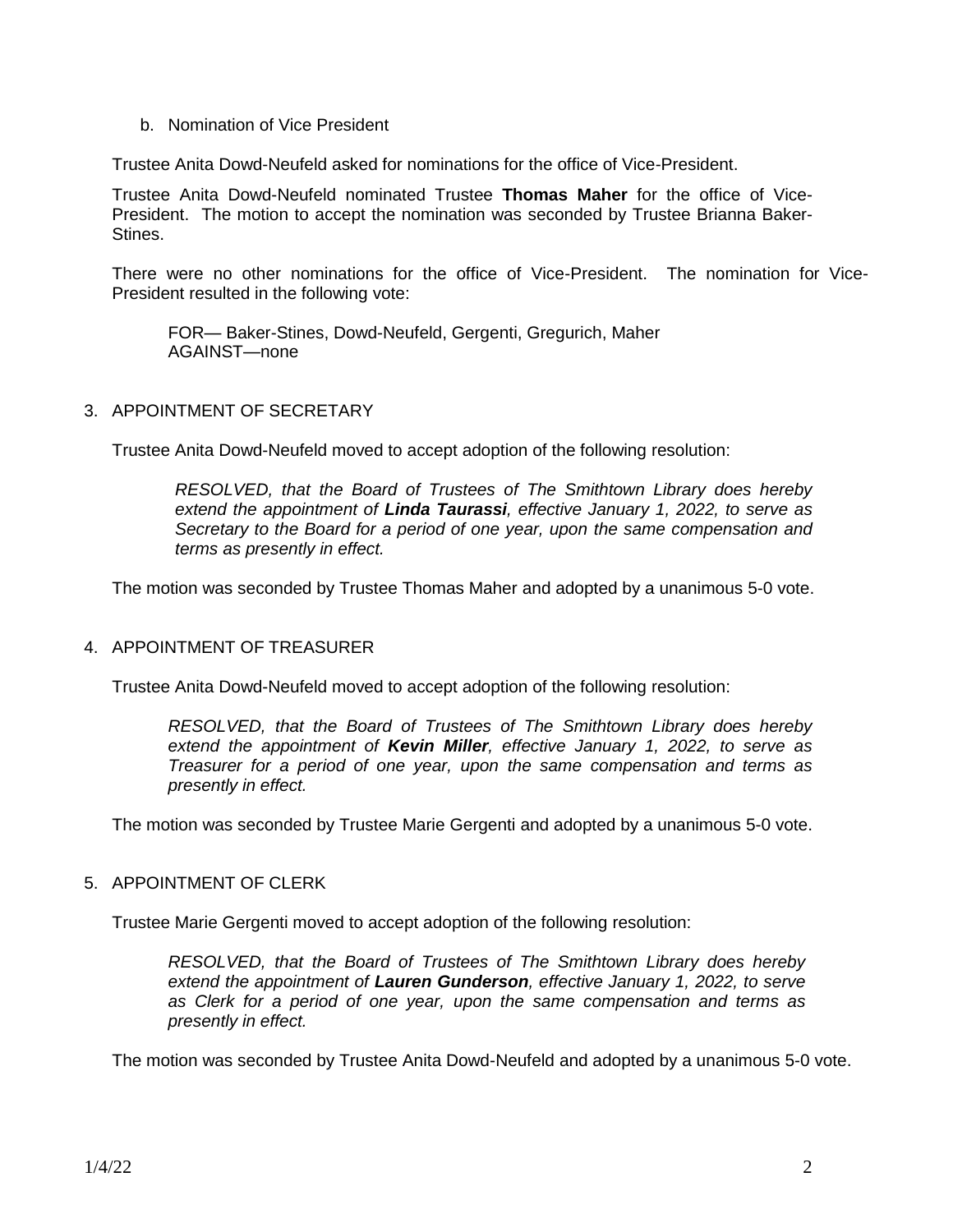b. Nomination of Vice President

Trustee Anita Dowd-Neufeld asked for nominations for the office of Vice-President.

Trustee Anita Dowd-Neufeld nominated Trustee **Thomas Maher** for the office of Vice-President. The motion to accept the nomination was seconded by Trustee Brianna Baker-Stines.

There were no other nominations for the office of Vice-President. The nomination for Vice-President resulted in the following vote:

> FOR— Baker-Stines, Dowd-Neufeld, Gergenti, Gregurich, Maher
> AGAINST—none

3. APPOINTMENT OF SECRETARY

Trustee Anita Dowd-Neufeld moved to accept adoption of the following resolution:

> *RESOLVED, that the Board of Trustees of The Smithtown Library does hereby extend the appointment of **Linda Taurassi**, effective January 1, 2022, to serve as Secretary to the Board for a period of one year, upon the same compensation and terms as presently in effect.*

The motion was seconded by Trustee Thomas Maher and adopted by a unanimous 5-0 vote.

4. APPOINTMENT OF TREASURER

Trustee Anita Dowd-Neufeld moved to accept adoption of the following resolution:

> *RESOLVED, that the Board of Trustees of The Smithtown Library does hereby extend the appointment of **Kevin Miller**, effective January 1, 2022, to serve as Treasurer for a period of one year, upon the same compensation and terms as presently in effect.*

The motion was seconded by Trustee Marie Gergenti and adopted by a unanimous 5-0 vote.

5. APPOINTMENT OF CLERK

Trustee Marie Gergenti moved to accept adoption of the following resolution:

> *RESOLVED, that the Board of Trustees of The Smithtown Library does hereby extend the appointment of **Lauren Gunderson**, effective January 1, 2022, to serve as Clerk for a period of one year, upon the same compensation and terms as presently in effect.*

The motion was seconded by Trustee Anita Dowd-Neufeld and adopted by a unanimous 5-0 vote.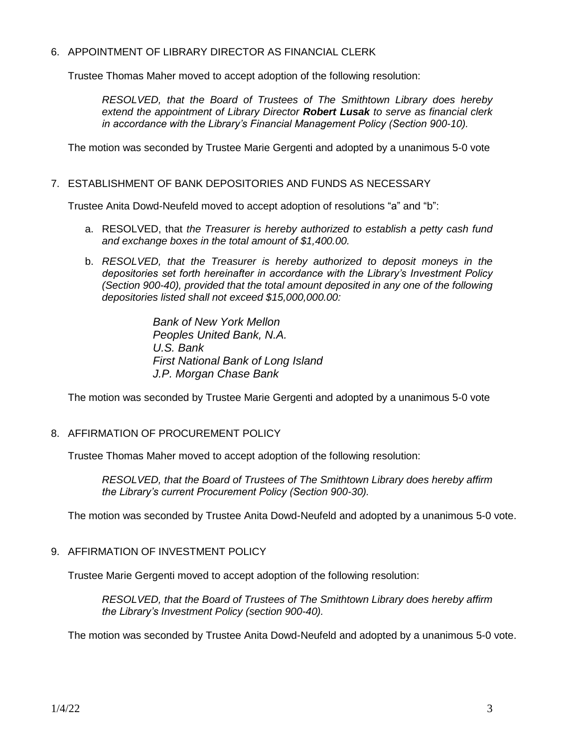6. APPOINTMENT OF LIBRARY DIRECTOR AS FINANCIAL CLERK

   Trustee Thomas Maher moved to accept adoption of the following resolution:

   > *RESOLVED, that the Board of Trustees of The Smithtown Library does hereby extend the appointment of Library Director **Robert Lusak** to serve as financial clerk in accordance with the Library's Financial Management Policy (Section 900-10).*

   The motion was seconded by Trustee Marie Gergenti and adopted by a unanimous 5-0 vote

7. ESTABLISHMENT OF BANK DEPOSITORIES AND FUNDS AS NECESSARY

   Trustee Anita Dowd-Neufeld moved to accept adoption of resolutions "a" and "b":

   a. RESOLVED, that *the Treasurer is hereby authorized to establish a petty cash fund and exchange boxes in the total amount of $1,400.00.*

   b. *RESOLVED, that the Treasurer is hereby authorized to deposit moneys in the depositories set forth hereinafter in accordance with the Library's Investment Policy (Section 900-40), provided that the total amount deposited in any one of the following depositories listed shall not exceed $15,000,000.00:*

      *Bank of New York Mellon*
      *Peoples United Bank, N.A.*
      *U.S. Bank*
      *First National Bank of Long Island*
      *J.P. Morgan Chase Bank*

   The motion was seconded by Trustee Marie Gergenti and adopted by a unanimous 5-0 vote

8. AFFIRMATION OF PROCUREMENT POLICY

   Trustee Thomas Maher moved to accept adoption of the following resolution:

   > *RESOLVED, that the Board of Trustees of The Smithtown Library does hereby affirm the Library's current Procurement Policy (Section 900-30).*

   The motion was seconded by Trustee Anita Dowd-Neufeld and adopted by a unanimous 5-0 vote.

9. AFFIRMATION OF INVESTMENT POLICY

   Trustee Marie Gergenti moved to accept adoption of the following resolution:

   > *RESOLVED, that the Board of Trustees of The Smithtown Library does hereby affirm the Library's Investment Policy (section 900-40).*

   The motion was seconded by Trustee Anita Dowd-Neufeld and adopted by a unanimous 5-0 vote.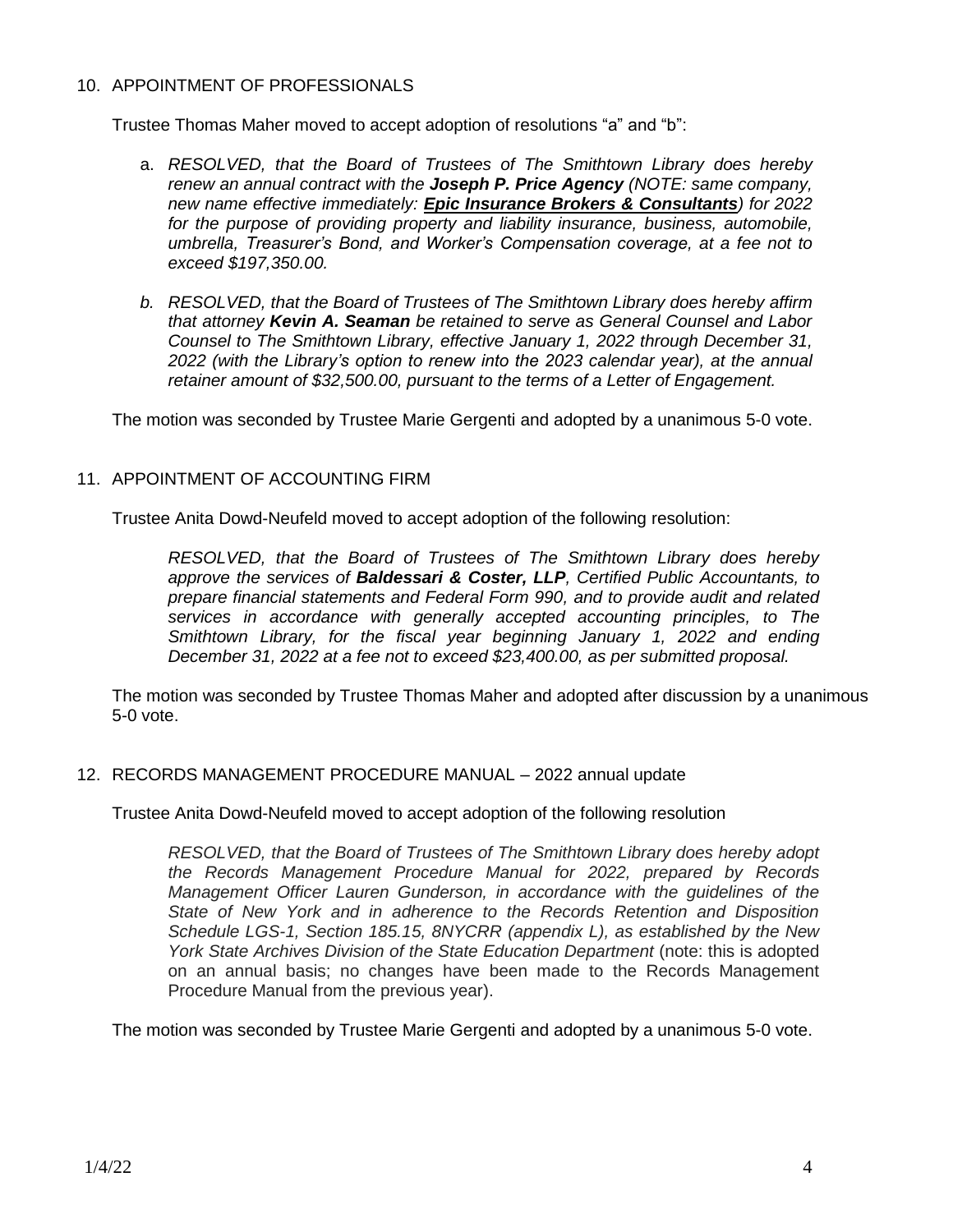10. APPOINTMENT OF PROFESSIONALS

Trustee Thomas Maher moved to accept adoption of resolutions "a" and "b":

a. *RESOLVED, that the Board of Trustees of The Smithtown Library does hereby renew an annual contract with the* ***Joseph P. Price Agency*** *(NOTE: same company, new name effective immediately:* ***<u>Epic Insurance Brokers & Consultants</u>****) for 2022 for the purpose of providing property and liability insurance, business, automobile, umbrella, Treasurer's Bond, and Worker's Compensation coverage, at a fee not to exceed $197,350.00.*

b. *RESOLVED, that the Board of Trustees of The Smithtown Library does hereby affirm that attorney* ***Kevin A. Seaman*** *be retained to serve as General Counsel and Labor Counsel to The Smithtown Library, effective January 1, 2022 through December 31, 2022 (with the Library's option to renew into the 2023 calendar year), at the annual retainer amount of $32,500.00, pursuant to the terms of a Letter of Engagement.*

The motion was seconded by Trustee Marie Gergenti and adopted by a unanimous 5-0 vote.

11. APPOINTMENT OF ACCOUNTING FIRM

Trustee Anita Dowd-Neufeld moved to accept adoption of the following resolution:

*RESOLVED, that the Board of Trustees of The Smithtown Library does hereby approve the services of* ***Baldessari & Coster, LLP****, Certified Public Accountants, to prepare financial statements and Federal Form 990, and to provide audit and related services in accordance with generally accepted accounting principles, to The Smithtown Library, for the fiscal year beginning January 1, 2022 and ending December 31, 2022 at a fee not to exceed $23,400.00, as per submitted proposal.*

The motion was seconded by Trustee Thomas Maher and adopted after discussion by a unanimous 5-0 vote.

12. RECORDS MANAGEMENT PROCEDURE MANUAL – 2022 annual update

Trustee Anita Dowd-Neufeld moved to accept adoption of the following resolution

*RESOLVED, that the Board of Trustees of The Smithtown Library does hereby adopt the Records Management Procedure Manual for 2022, prepared by Records Management Officer Lauren Gunderson, in accordance with the guidelines of the State of New York and in adherence to the Records Retention and Disposition Schedule LGS-1, Section 185.15, 8NYCRR (appendix L), as established by the New York State Archives Division of the State Education Department* (note: this is adopted on an annual basis; no changes have been made to the Records Management Procedure Manual from the previous year).

The motion was seconded by Trustee Marie Gergenti and adopted by a unanimous 5-0 vote.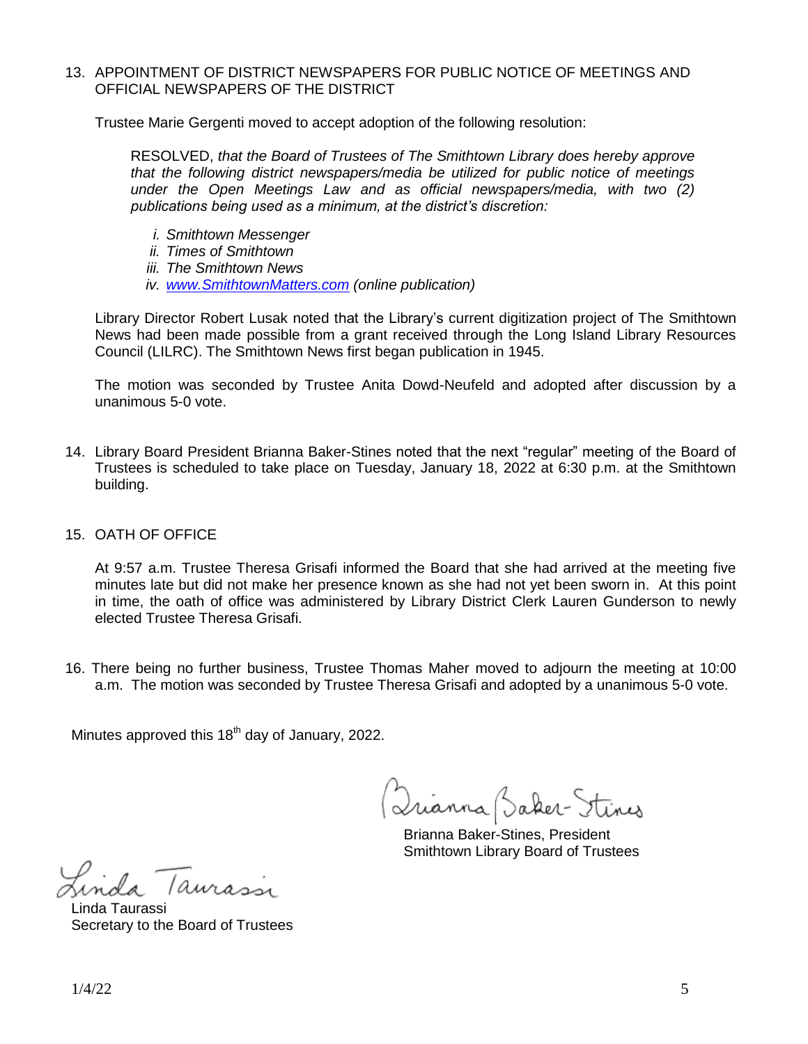13. APPOINTMENT OF DISTRICT NEWSPAPERS FOR PUBLIC NOTICE OF MEETINGS AND OFFICIAL NEWSPAPERS OF THE DISTRICT

Trustee Marie Gergenti moved to accept adoption of the following resolution:

RESOLVED, *that the Board of Trustees of The Smithtown Library does hereby approve that the following district newspapers/media be utilized for public notice of meetings under the Open Meetings Law and as official newspapers/media, with two (2) publications being used as a minimum, at the district's discretion:*

*i. Smithtown Messenger*
*ii. Times of Smithtown*
*iii. The Smithtown News*
*iv. www.SmithtownMatters.com (online publication)*

Library Director Robert Lusak noted that the Library's current digitization project of The Smithtown News had been made possible from a grant received through the Long Island Library Resources Council (LILRC). The Smithtown News first began publication in 1945.

The motion was seconded by Trustee Anita Dowd-Neufeld and adopted after discussion by a unanimous 5-0 vote.

14. Library Board President Brianna Baker-Stines noted that the next "regular" meeting of the Board of Trustees is scheduled to take place on Tuesday, January 18, 2022 at 6:30 p.m. at the Smithtown building.

15. OATH OF OFFICE

At 9:57 a.m. Trustee Theresa Grisafi informed the Board that she had arrived at the meeting five minutes late but did not make her presence known as she had not yet been sworn in. At this point in time, the oath of office was administered by Library District Clerk Lauren Gunderson to newly elected Trustee Theresa Grisafi.

16. There being no further business, Trustee Thomas Maher moved to adjourn the meeting at 10:00 a.m. The motion was seconded by Trustee Theresa Grisafi and adopted by a unanimous 5-0 vote.

Minutes approved this 18th day of January, 2022.

Brianna Baker-Stines, President
Smithtown Library Board of Trustees

Linda Taurassi
Secretary to the Board of Trustees

1/4/22